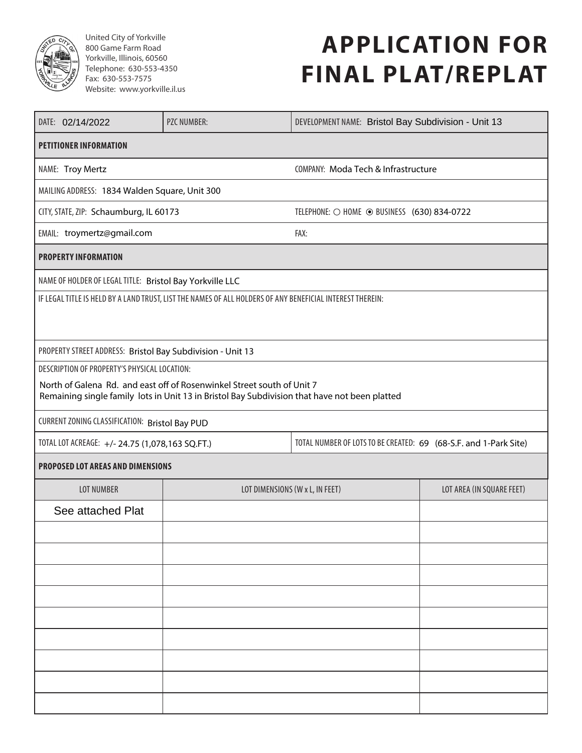United City of Yorkville
800 Game Farm Road
Yorkville, Illinois, 60560
Telephone: 630-553-4350
Fax: 630-553-7575
Website: www.yorkville.il.us

# APPLICATION FOR FINAL PLAT/REPLAT

| DATE: 02/14/2022 | PZC NUMBER: | DEVELOPMENT NAME: Bristol Bay Subdivision - Unit 13 |
|---|---|---|

**PETITIONER INFORMATION**

| | |
|---|---|
| NAME: Troy Mertz | COMPANY: Moda Tech & Infrastructure |
| MAILING ADDRESS: 1834 Walden Square, Unit 300 | |
| CITY, STATE, ZIP: Schaumburg, IL 60173 | TELEPHONE: ○ HOME ⦿ BUSINESS (630) 834-0722 |
| EMAIL: troymertz@gmail.com | FAX: |

**PROPERTY INFORMATION**

NAME OF HOLDER OF LEGAL TITLE: Bristol Bay Yorkville LLC

IF LEGAL TITLE IS HELD BY A LAND TRUST, LIST THE NAMES OF ALL HOLDERS OF ANY BENEFICIAL INTEREST THEREIN:

PROPERTY STREET ADDRESS: Bristol Bay Subdivision - Unit 13

DESCRIPTION OF PROPERTY'S PHYSICAL LOCATION:

North of Galena Rd. and east off of Rosenwinkel Street south of Unit 7
Remaining single family lots in Unit 13 in Bristol Bay Subdivision that have not been platted

CURRENT ZONING CLASSIFICATION: Bristol Bay PUD

| | |
|---|---|
| TOTAL LOT ACREAGE: +/- 24.75 (1,078,163 SQ.FT.) | TOTAL NUMBER OF LOTS TO BE CREATED: 69 (68-S.F. and 1-Park Site) |

**PROPOSED LOT AREAS AND DIMENSIONS**

| LOT NUMBER | LOT DIMENSIONS (W x L, IN FEET) | LOT AREA (IN SQUARE FEET) |
|---|---|---|
| See attached Plat | | |
| | | |
| | | |
| | | |
| | | |
| | | |
| | | |
| | | |
| | | |
| | | |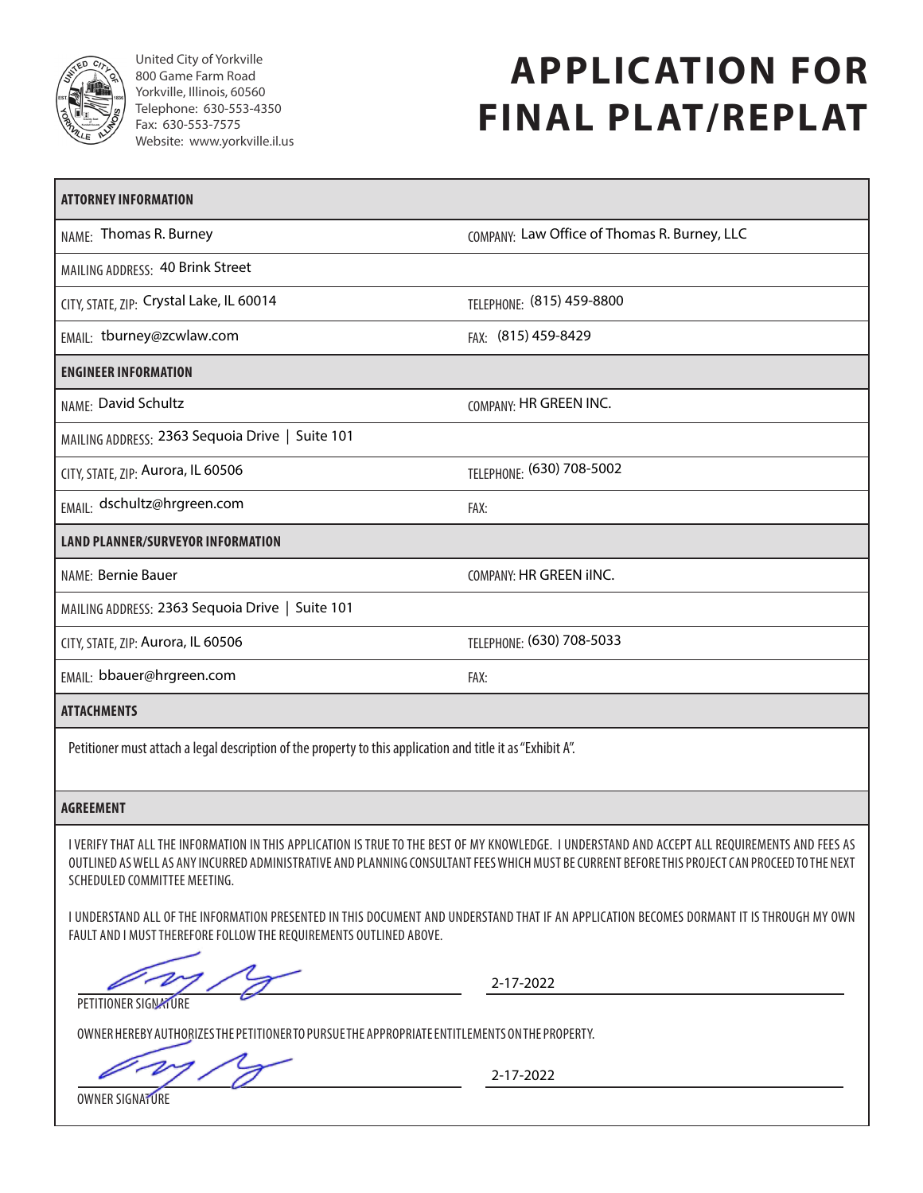United City of Yorkville
800 Game Farm Road
Yorkville, Illinois, 60560
Telephone: 630-553-4350
Fax: 630-553-7575
Website: www.yorkville.il.us

# APPLICATION FOR FINAL PLAT/REPLAT

| **ATTORNEY INFORMATION** | |
|---|---|
| NAME: Thomas R. Burney | COMPANY: Law Office of Thomas R. Burney, LLC |
| MAILING ADDRESS: 40 Brink Street | |
| CITY, STATE, ZIP: Crystal Lake, IL 60014 | TELEPHONE: (815) 459-8800 |
| EMAIL: tburney@zcwlaw.com | FAX: (815) 459-8429 |
| **ENGINEER INFORMATION** | |
| NAME: David Schultz | COMPANY: HR GREEN INC. |
| MAILING ADDRESS: 2363 Sequoia Drive \| Suite 101 | |
| CITY, STATE, ZIP: Aurora, IL 60506 | TELEPHONE: (630) 708-5002 |
| EMAIL: dschultz@hrgreen.com | FAX: |
| **LAND PLANNER/SURVEYOR INFORMATION** | |
| NAME: Bernie Bauer | COMPANY: HR GREEN iINC. |
| MAILING ADDRESS: 2363 Sequoia Drive \| Suite 101 | |
| CITY, STATE, ZIP: Aurora, IL 60506 | TELEPHONE: (630) 708-5033 |
| EMAIL: bbauer@hrgreen.com | FAX: |

**ATTACHMENTS**

Petitioner must attach a legal description of the property to this application and title it as "Exhibit A".

**AGREEMENT**

I VERIFY THAT ALL THE INFORMATION IN THIS APPLICATION IS TRUE TO THE BEST OF MY KNOWLEDGE. I UNDERSTAND AND ACCEPT ALL REQUIREMENTS AND FEES AS OUTLINED AS WELL AS ANY INCURRED ADMINISTRATIVE AND PLANNING CONSULTANT FEES WHICH MUST BE CURRENT BEFORE THIS PROJECT CAN PROCEED TO THE NEXT SCHEDULED COMMITTEE MEETING.

I UNDERSTAND ALL OF THE INFORMATION PRESENTED IN THIS DOCUMENT AND UNDERSTAND THAT IF AN APPLICATION BECOMES DORMANT IT IS THROUGH MY OWN FAULT AND I MUST THEREFORE FOLLOW THE REQUIREMENTS OUTLINED ABOVE.

[Signature] 2-17-2022

PETITIONER SIGNATURE

OWNER HEREBY AUTHORIZES THE PETITIONER TO PURSUE THE APPROPRIATE ENTITLEMENTS ON THE PROPERTY.

[Signature] 2-17-2022

OWNER SIGNATURE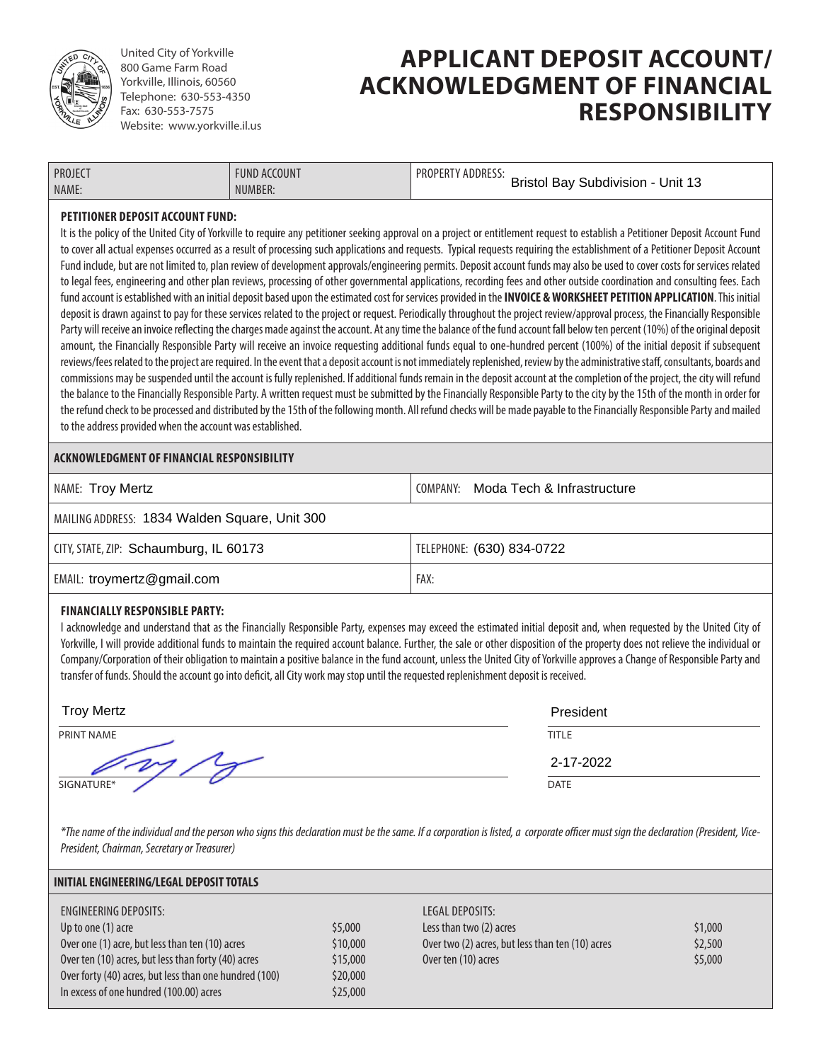United City of Yorkville
800 Game Farm Road
Yorkville, Illinois, 60560
Telephone: 630-553-4350
Fax: 630-553-7575
Website: www.yorkville.il.us

# APPLICANT DEPOSIT ACCOUNT/ ACKNOWLEDGMENT OF FINANCIAL RESPONSIBILITY

| PROJECT NAME: | FUND ACCOUNT NUMBER: | PROPERTY ADDRESS: Bristol Bay Subdivision - Unit 13 |
|---|---|---|

**PETITIONER DEPOSIT ACCOUNT FUND:**

It is the policy of the United City of Yorkville to require any petitioner seeking approval on a project or entitlement request to establish a Petitioner Deposit Account Fund to cover all actual expenses occurred as a result of processing such applications and requests. Typical requests requiring the establishment of a Petitioner Deposit Account Fund include, but are not limited to, plan review of development approvals/engineering permits. Deposit account funds may also be used to cover costs for services related to legal fees, engineering and other plan reviews, processing of other governmental applications, recording fees and other outside coordination and consulting fees. Each fund account is established with an initial deposit based upon the estimated cost for services provided in the **INVOICE & WORKSHEET PETITION APPLICATION**. This initial deposit is drawn against to pay for these services related to the project or request. Periodically throughout the project review/approval process, the Financially Responsible Party will receive an invoice reflecting the charges made against the account. At any time the balance of the fund account fall below ten percent (10%) of the original deposit amount, the Financially Responsible Party will receive an invoice requesting additional funds equal to one-hundred percent (100%) of the initial deposit if subsequent reviews/fees related to the project are required. In the event that a deposit account is not immediately replenished, review by the administrative staff, consultants, boards and commissions may be suspended until the account is fully replenished. If additional funds remain in the deposit account at the completion of the project, the city will refund the balance to the Financially Responsible Party. A written request must be submitted by the Financially Responsible Party to the city by the 15th of the month in order for the refund check to be processed and distributed by the 15th of the following month. All refund checks will be made payable to the Financially Responsible Party and mailed to the address provided when the account was established.

## ACKNOWLEDGMENT OF FINANCIAL RESPONSIBILITY

| NAME: Troy Mertz | COMPANY: Moda Tech & Infrastructure |
|---|---|
| MAILING ADDRESS: 1834 Walden Square, Unit 300 | |
| CITY, STATE, ZIP: Schaumburg, IL 60173 | TELEPHONE: (630) 834-0722 |
| EMAIL: troymertz@gmail.com | FAX: |

**FINANCIALLY RESPONSIBLE PARTY:**

I acknowledge and understand that as the Financially Responsible Party, expenses may exceed the estimated initial deposit and, when requested by the United City of Yorkville, I will provide additional funds to maintain the required account balance. Further, the sale or other disposition of the property does not relieve the individual or Company/Corporation of their obligation to maintain a positive balance in the fund account, unless the United City of Yorkville approves a Change of Responsible Party and transfer of funds. Should the account go into deficit, all City work may stop until the requested replenishment deposit is received.

PRINT NAME: Troy Mertz
TITLE: President

SIGNATURE*: [signature]
DATE: 2-17-2022

*\*The name of the individual and the person who signs this declaration must be the same. If a corporation is listed, a corporate officer must sign the declaration (President, Vice-President, Chairman, Secretary or Treasurer)*

## INITIAL ENGINEERING/LEGAL DEPOSIT TOTALS

| ENGINEERING DEPOSITS: | | LEGAL DEPOSITS: | |
|---|---|---|---|
| Up to one (1) acre | $5,000 | Less than two (2) acres | $1,000 |
| Over one (1) acre, but less than ten (10) acres | $10,000 | Over two (2) acres, but less than ten (10) acres | $2,500 |
| Over ten (10) acres, but less than forty (40) acres | $15,000 | Over ten (10) acres | $5,000 |
| Over forty (40) acres, but less than one hundred (100) | $20,000 | | |
| In excess of one hundred (100.00) acres | $25,000 | | |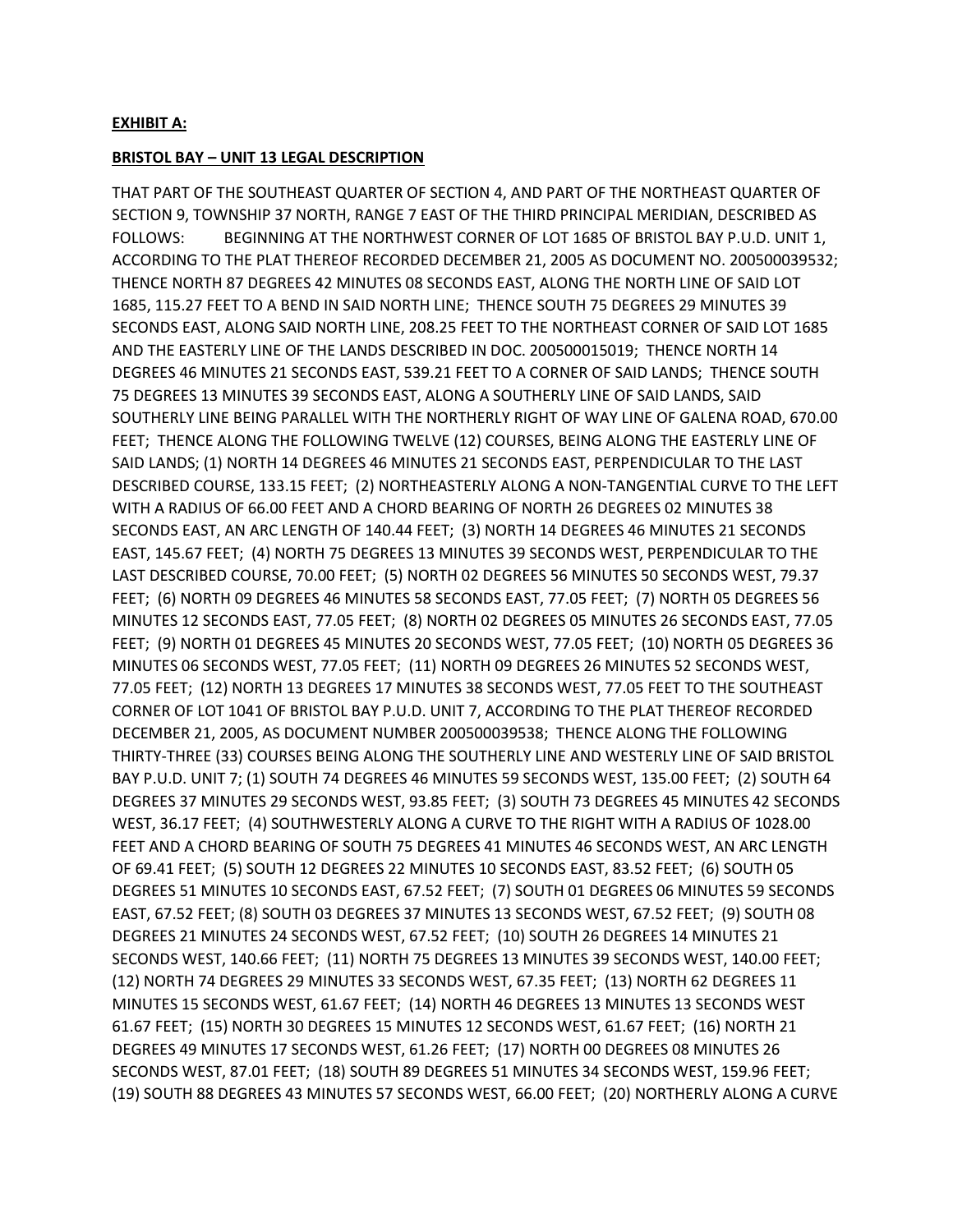**EXHIBIT A:**

**BRISTOL BAY – UNIT 13 LEGAL DESCRIPTION**

THAT PART OF THE SOUTHEAST QUARTER OF SECTION 4, AND PART OF THE NORTHEAST QUARTER OF SECTION 9, TOWNSHIP 37 NORTH, RANGE 7 EAST OF THE THIRD PRINCIPAL MERIDIAN, DESCRIBED AS FOLLOWS: BEGINNING AT THE NORTHWEST CORNER OF LOT 1685 OF BRISTOL BAY P.U.D. UNIT 1, ACCORDING TO THE PLAT THEREOF RECORDED DECEMBER 21, 2005 AS DOCUMENT NO. 200500039532; THENCE NORTH 87 DEGREES 42 MINUTES 08 SECONDS EAST, ALONG THE NORTH LINE OF SAID LOT 1685, 115.27 FEET TO A BEND IN SAID NORTH LINE; THENCE SOUTH 75 DEGREES 29 MINUTES 39 SECONDS EAST, ALONG SAID NORTH LINE, 208.25 FEET TO THE NORTHEAST CORNER OF SAID LOT 1685 AND THE EASTERLY LINE OF THE LANDS DESCRIBED IN DOC. 200500015019; THENCE NORTH 14 DEGREES 46 MINUTES 21 SECONDS EAST, 539.21 FEET TO A CORNER OF SAID LANDS; THENCE SOUTH 75 DEGREES 13 MINUTES 39 SECONDS EAST, ALONG A SOUTHERLY LINE OF SAID LANDS, SAID SOUTHERLY LINE BEING PARALLEL WITH THE NORTHERLY RIGHT OF WAY LINE OF GALENA ROAD, 670.00 FEET; THENCE ALONG THE FOLLOWING TWELVE (12) COURSES, BEING ALONG THE EASTERLY LINE OF SAID LANDS; (1) NORTH 14 DEGREES 46 MINUTES 21 SECONDS EAST, PERPENDICULAR TO THE LAST DESCRIBED COURSE, 133.15 FEET; (2) NORTHEASTERLY ALONG A NON-TANGENTIAL CURVE TO THE LEFT WITH A RADIUS OF 66.00 FEET AND A CHORD BEARING OF NORTH 26 DEGREES 02 MINUTES 38 SECONDS EAST, AN ARC LENGTH OF 140.44 FEET; (3) NORTH 14 DEGREES 46 MINUTES 21 SECONDS EAST, 145.67 FEET; (4) NORTH 75 DEGREES 13 MINUTES 39 SECONDS WEST, PERPENDICULAR TO THE LAST DESCRIBED COURSE, 70.00 FEET; (5) NORTH 02 DEGREES 56 MINUTES 50 SECONDS WEST, 79.37 FEET; (6) NORTH 09 DEGREES 46 MINUTES 58 SECONDS EAST, 77.05 FEET; (7) NORTH 05 DEGREES 56 MINUTES 12 SECONDS EAST, 77.05 FEET; (8) NORTH 02 DEGREES 05 MINUTES 26 SECONDS EAST, 77.05 FEET; (9) NORTH 01 DEGREES 45 MINUTES 20 SECONDS WEST, 77.05 FEET; (10) NORTH 05 DEGREES 36 MINUTES 06 SECONDS WEST, 77.05 FEET; (11) NORTH 09 DEGREES 26 MINUTES 52 SECONDS WEST, 77.05 FEET; (12) NORTH 13 DEGREES 17 MINUTES 38 SECONDS WEST, 77.05 FEET TO THE SOUTHEAST CORNER OF LOT 1041 OF BRISTOL BAY P.U.D. UNIT 7, ACCORDING TO THE PLAT THEREOF RECORDED DECEMBER 21, 2005, AS DOCUMENT NUMBER 200500039538; THENCE ALONG THE FOLLOWING THIRTY-THREE (33) COURSES BEING ALONG THE SOUTHERLY LINE AND WESTERLY LINE OF SAID BRISTOL BAY P.U.D. UNIT 7; (1) SOUTH 74 DEGREES 46 MINUTES 59 SECONDS WEST, 135.00 FEET; (2) SOUTH 64 DEGREES 37 MINUTES 29 SECONDS WEST, 93.85 FEET; (3) SOUTH 73 DEGREES 45 MINUTES 42 SECONDS WEST, 36.17 FEET; (4) SOUTHWESTERLY ALONG A CURVE TO THE RIGHT WITH A RADIUS OF 1028.00 FEET AND A CHORD BEARING OF SOUTH 75 DEGREES 41 MINUTES 46 SECONDS WEST, AN ARC LENGTH OF 69.41 FEET; (5) SOUTH 12 DEGREES 22 MINUTES 10 SECONDS EAST, 83.52 FEET; (6) SOUTH 05 DEGREES 51 MINUTES 10 SECONDS EAST, 67.52 FEET; (7) SOUTH 01 DEGREES 06 MINUTES 59 SECONDS EAST, 67.52 FEET; (8) SOUTH 03 DEGREES 37 MINUTES 13 SECONDS WEST, 67.52 FEET; (9) SOUTH 08 DEGREES 21 MINUTES 24 SECONDS WEST, 67.52 FEET; (10) SOUTH 26 DEGREES 14 MINUTES 21 SECONDS WEST, 140.66 FEET; (11) NORTH 75 DEGREES 13 MINUTES 39 SECONDS WEST, 140.00 FEET; (12) NORTH 74 DEGREES 29 MINUTES 33 SECONDS WEST, 67.35 FEET; (13) NORTH 62 DEGREES 11 MINUTES 15 SECONDS WEST, 61.67 FEET; (14) NORTH 46 DEGREES 13 MINUTES 13 SECONDS WEST 61.67 FEET; (15) NORTH 30 DEGREES 15 MINUTES 12 SECONDS WEST, 61.67 FEET; (16) NORTH 21 DEGREES 49 MINUTES 17 SECONDS WEST, 61.26 FEET; (17) NORTH 00 DEGREES 08 MINUTES 26 SECONDS WEST, 87.01 FEET; (18) SOUTH 89 DEGREES 51 MINUTES 34 SECONDS WEST, 159.96 FEET; (19) SOUTH 88 DEGREES 43 MINUTES 57 SECONDS WEST, 66.00 FEET; (20) NORTHERLY ALONG A CURVE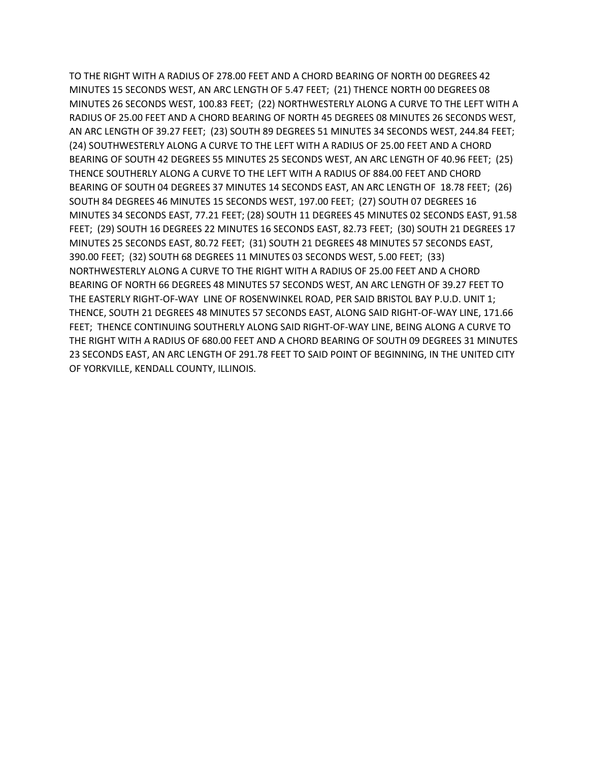TO THE RIGHT WITH A RADIUS OF 278.00 FEET AND A CHORD BEARING OF NORTH 00 DEGREES 42 MINUTES 15 SECONDS WEST, AN ARC LENGTH OF 5.47 FEET; (21) THENCE NORTH 00 DEGREES 08 MINUTES 26 SECONDS WEST, 100.83 FEET; (22) NORTHWESTERLY ALONG A CURVE TO THE LEFT WITH A RADIUS OF 25.00 FEET AND A CHORD BEARING OF NORTH 45 DEGREES 08 MINUTES 26 SECONDS WEST, AN ARC LENGTH OF 39.27 FEET; (23) SOUTH 89 DEGREES 51 MINUTES 34 SECONDS WEST, 244.84 FEET; (24) SOUTHWESTERLY ALONG A CURVE TO THE LEFT WITH A RADIUS OF 25.00 FEET AND A CHORD BEARING OF SOUTH 42 DEGREES 55 MINUTES 25 SECONDS WEST, AN ARC LENGTH OF 40.96 FEET; (25) THENCE SOUTHERLY ALONG A CURVE TO THE LEFT WITH A RADIUS OF 884.00 FEET AND CHORD BEARING OF SOUTH 04 DEGREES 37 MINUTES 14 SECONDS EAST, AN ARC LENGTH OF 18.78 FEET; (26) SOUTH 84 DEGREES 46 MINUTES 15 SECONDS WEST, 197.00 FEET; (27) SOUTH 07 DEGREES 16 MINUTES 34 SECONDS EAST, 77.21 FEET; (28) SOUTH 11 DEGREES 45 MINUTES 02 SECONDS EAST, 91.58 FEET; (29) SOUTH 16 DEGREES 22 MINUTES 16 SECONDS EAST, 82.73 FEET; (30) SOUTH 21 DEGREES 17 MINUTES 25 SECONDS EAST, 80.72 FEET; (31) SOUTH 21 DEGREES 48 MINUTES 57 SECONDS EAST, 390.00 FEET; (32) SOUTH 68 DEGREES 11 MINUTES 03 SECONDS WEST, 5.00 FEET; (33) NORTHWESTERLY ALONG A CURVE TO THE RIGHT WITH A RADIUS OF 25.00 FEET AND A CHORD BEARING OF NORTH 66 DEGREES 48 MINUTES 57 SECONDS WEST, AN ARC LENGTH OF 39.27 FEET TO THE EASTERLY RIGHT-OF-WAY LINE OF ROSENWINKEL ROAD, PER SAID BRISTOL BAY P.U.D. UNIT 1; THENCE, SOUTH 21 DEGREES 48 MINUTES 57 SECONDS EAST, ALONG SAID RIGHT-OF-WAY LINE, 171.66 FEET; THENCE CONTINUING SOUTHERLY ALONG SAID RIGHT-OF-WAY LINE, BEING ALONG A CURVE TO THE RIGHT WITH A RADIUS OF 680.00 FEET AND A CHORD BEARING OF SOUTH 09 DEGREES 31 MINUTES 23 SECONDS EAST, AN ARC LENGTH OF 291.78 FEET TO SAID POINT OF BEGINNING, IN THE UNITED CITY OF YORKVILLE, KENDALL COUNTY, ILLINOIS.